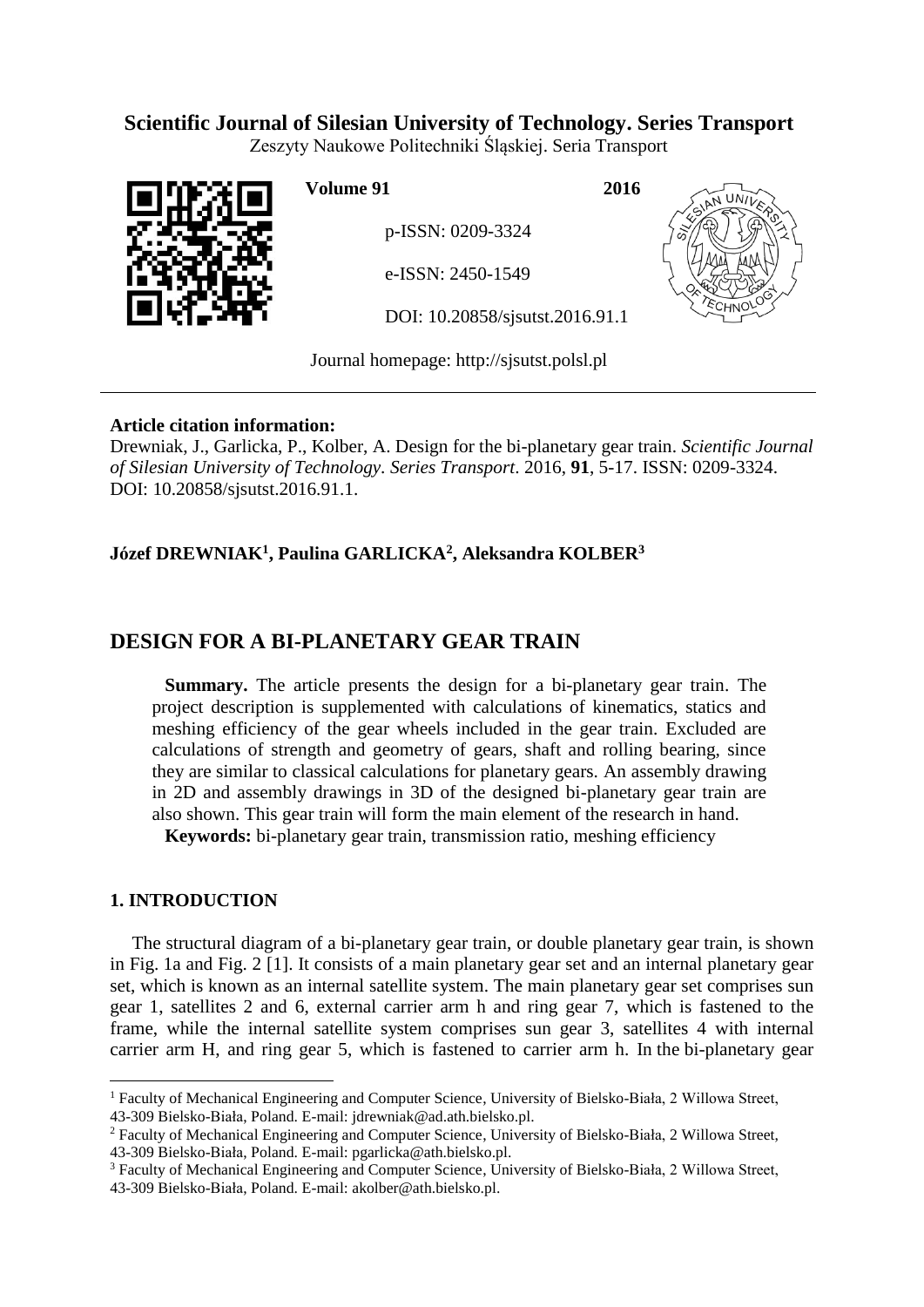**Scientific Journal of Silesian University of Technology. Series Transport**
Zeszyty Naukowe Politechniki Śląskiej. Seria Transport

**Volume 91** **2016**

p-ISSN: 0209-3324

e-ISSN: 2450-1549

DOI: 10.20858/sjsutst.2016.91.1

Journal homepage: http://sjsutst.polsl.pl

---

**Article citation information:**
Drewniak, J., Garlicka, P., Kolber, A. Design for the bi-planetary gear train. *Scientific Journal of Silesian University of Technology. Series Transport*. 2016, **91**, 5-17. ISSN: 0209-3324. DOI: 10.20858/sjsutst.2016.91.1.

**Józef DREWNIAK[1], Paulina GARLICKA[2], Aleksandra KOLBER[3]**

# DESIGN FOR A BI-PLANETARY GEAR TRAIN

**Summary.** The article presents the design for a bi-planetary gear train. The project description is supplemented with calculations of kinematics, statics and meshing efficiency of the gear wheels included in the gear train. Excluded are calculations of strength and geometry of gears, shaft and rolling bearing, since they are similar to classical calculations for planetary gears. An assembly drawing in 2D and assembly drawings in 3D of the designed bi-planetary gear train are also shown. This gear train will form the main element of the research in hand.

**Keywords:** bi-planetary gear train, transmission ratio, meshing efficiency

## 1. INTRODUCTION

The structural diagram of a bi-planetary gear train, or double planetary gear train, is shown in Fig. 1a and Fig. 2 [1]. It consists of a main planetary gear set and an internal planetary gear set, which is known as an internal satellite system. The main planetary gear set comprises sun gear 1, satellites 2 and 6, external carrier arm h and ring gear 7, which is fastened to the frame, while the internal satellite system comprises sun gear 3, satellites 4 with internal carrier arm H, and ring gear 5, which is fastened to carrier arm h. In the bi-planetary gear

---

[1] Faculty of Mechanical Engineering and Computer Science, University of Bielsko-Biała, 2 Willowa Street, 43-309 Bielsko-Biała, Poland. E-mail: jdrewniak@ad.ath.bielsko.pl.
[2] Faculty of Mechanical Engineering and Computer Science, University of Bielsko-Biała, 2 Willowa Street, 43-309 Bielsko-Biała, Poland. E-mail: pgarlicka@ath.bielsko.pl.
[3] Faculty of Mechanical Engineering and Computer Science, University of Bielsko-Biała, 2 Willowa Street, 43-309 Bielsko-Biała, Poland. E-mail: akolber@ath.bielsko.pl.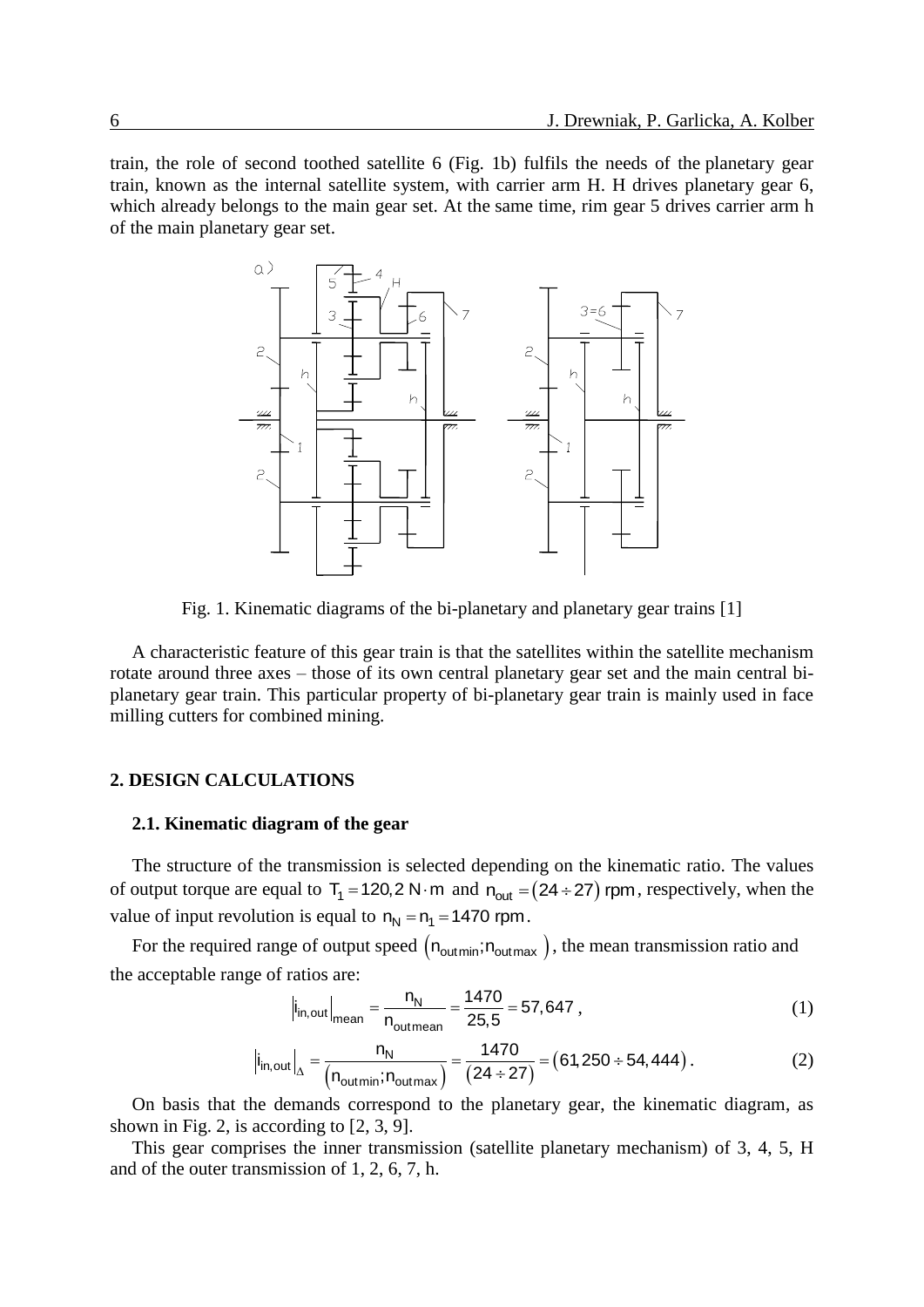train, the role of second toothed satellite 6 (Fig. 1b) fulfils the needs of the planetary gear train, known as the internal satellite system, with carrier arm H. H drives planetary gear 6, which already belongs to the main gear set. At the same time, rim gear 5 drives carrier arm h of the main planetary gear set.

Fig. 1. Kinematic diagrams of the bi-planetary and planetary gear trains [1]

A characteristic feature of this gear train is that the satellites within the satellite mechanism rotate around three axes – those of its own central planetary gear set and the main central bi-planetary gear train. This particular property of bi-planetary gear train is mainly used in face milling cutters for combined mining.

## 2. DESIGN CALCULATIONS

### 2.1. Kinematic diagram of the gear

The structure of the transmission is selected depending on the kinematic ratio. The values of output torque are equal to $T_1 = 120{,}2\ \mathrm{N \cdot m}$ and $n_{out} = (24 \div 27)\ \mathrm{rpm}$, respectively, when the value of input revolution is equal to $n_N = n_1 = 1470\ \mathrm{rpm}$.

For the required range of output speed $\left(n_{out\,min}; n_{out\,max}\right)$, the mean transmission ratio and the acceptable range of ratios are:

$$\left| i_{in,out} \right|_{mean} = \frac{n_N}{n_{out\,mean}} = \frac{1470}{25{,}5} = 57{,}647\,, \tag{1}$$

$$\left| i_{in,out} \right|_{\Delta} = \frac{n_N}{\left(n_{out\,min}; n_{out\,max}\right)} = \frac{1470}{(24 \div 27)} = (61{,}250 \div 54{,}444)\,. \tag{2}$$

On basis that the demands correspond to the planetary gear, the kinematic diagram, as shown in Fig. 2, is according to [2, 3, 9].

This gear comprises the inner transmission (satellite planetary mechanism) of 3, 4, 5, H and of the outer transmission of 1, 2, 6, 7, h.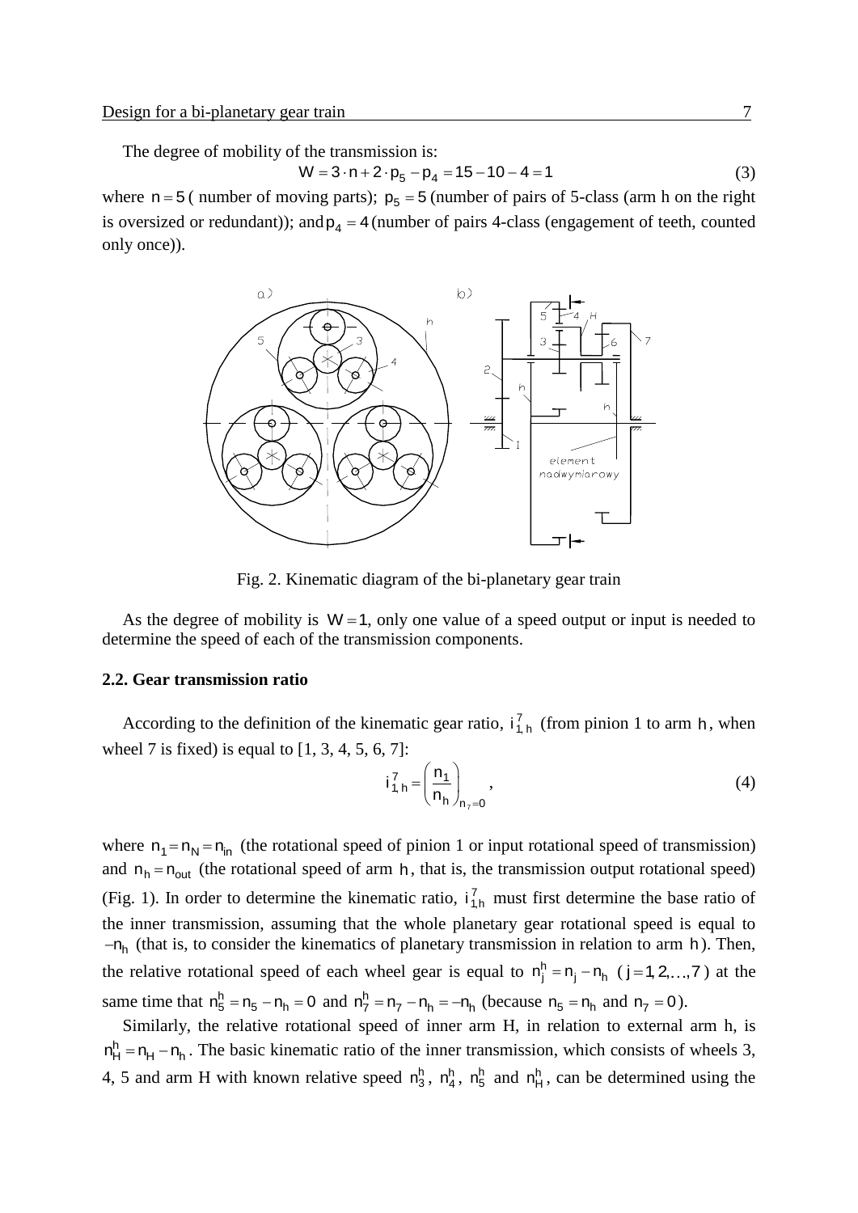The degree of mobility of the transmission is:

$$W = 3 \cdot n + 2 \cdot p_5 - p_4 = 15 - 10 - 4 = 1 \tag{3}$$

where $n = 5$ ( number of moving parts); $p_5 = 5$ (number of pairs of 5-class (arm h on the right is oversized or redundant)); and $p_4 = 4$ (number of pairs 4-class (engagement of teeth, counted only once)).

Fig. 2. Kinematic diagram of the bi-planetary gear train

As the degree of mobility is $W = 1$, only one value of a speed output or input is needed to determine the speed of each of the transmission components.

### 2.2. Gear transmission ratio

According to the definition of the kinematic gear ratio, $i_{1,h}^{7}$ (from pinion 1 to arm $h$, when wheel 7 is fixed) is equal to [1, 3, 4, 5, 6, 7]:

$$i_{1,h}^{7} = \left( \frac{n_1}{n_h} \right)_{n_7 = 0}, \tag{4}$$

where $n_1 = n_N = n_{in}$ (the rotational speed of pinion 1 or input rotational speed of transmission) and $n_h = n_{out}$ (the rotational speed of arm $h$, that is, the transmission output rotational speed) (Fig. 1). In order to determine the kinematic ratio, $i_{1,h}^{7}$ must first determine the base ratio of the inner transmission, assuming that the whole planetary gear rotational speed is equal to $-n_h$ (that is, to consider the kinematics of planetary transmission in relation to arm $h$). Then, the relative rotational speed of each wheel gear is equal to $n_j^h = n_j - n_h$ ($j = 1, 2, \ldots, 7$) at the same time that $n_5^h = n_5 - n_h = 0$ and $n_7^h = n_7 - n_h = -n_h$ (because $n_5 = n_h$ and $n_7 = 0$).

Similarly, the relative rotational speed of inner arm H, in relation to external arm h, is $n_H^h = n_H - n_h$. The basic kinematic ratio of the inner transmission, which consists of wheels 3, 4, 5 and arm H with known relative speed $n_3^h$, $n_4^h$, $n_5^h$ and $n_H^h$, can be determined using the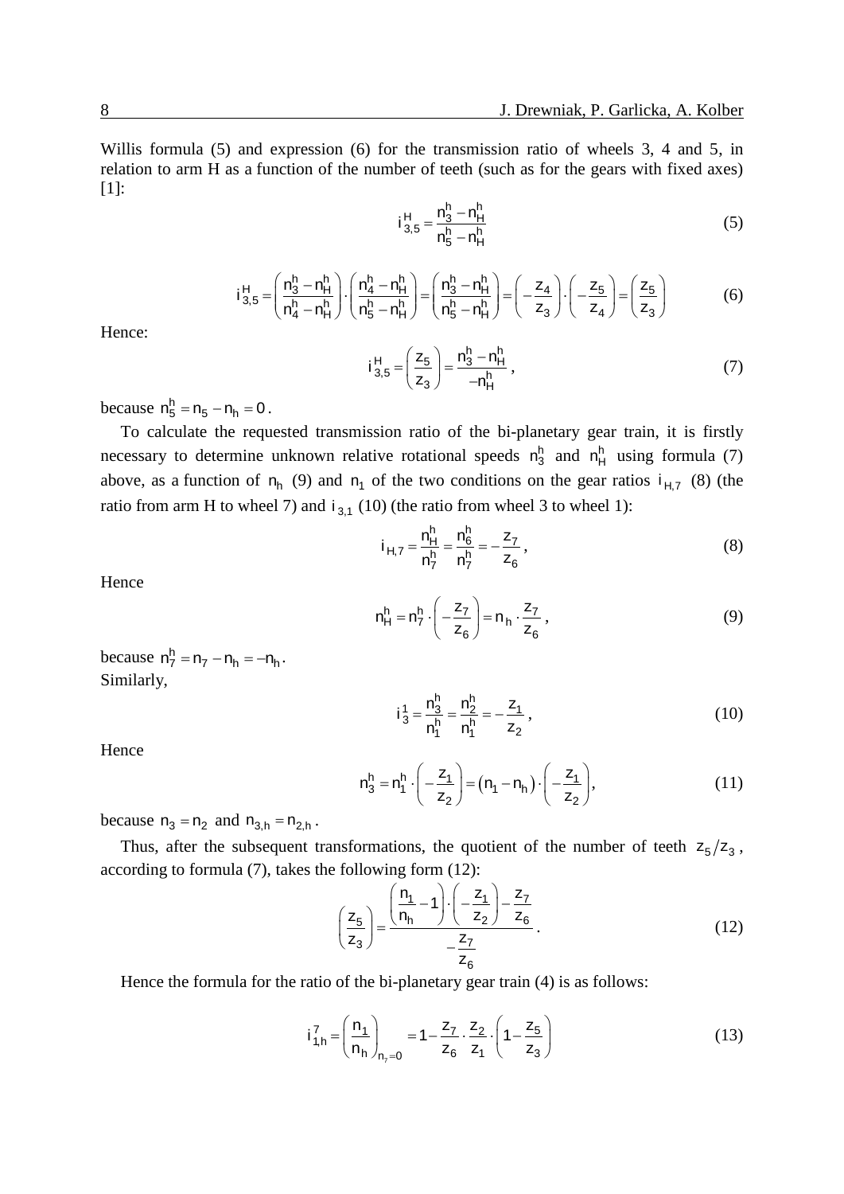Willis formula (5) and expression (6) for the transmission ratio of wheels 3, 4 and 5, in relation to arm H as a function of the number of teeth (such as for the gears with fixed axes) [1]:

$$i_{3,5}^{H} = \frac{n_3^h - n_H^h}{n_5^h - n_H^h} \tag{5}$$

$$i_{3,5}^{H} = \left(\frac{n_3^h - n_H^h}{n_4^h - n_H^h}\right) \cdot \left(\frac{n_4^h - n_H^h}{n_5^h - n_H^h}\right) = \left(\frac{n_3^h - n_H^h}{n_5^h - n_H^h}\right) = \left(-\frac{z_4}{z_3}\right) \cdot \left(-\frac{z_5}{z_4}\right) = \left(\frac{z_5}{z_3}\right) \tag{6}$$

Hence:

$$i_{3,5}^{H} = \left(\frac{z_5}{z_3}\right) = \frac{n_3^h - n_H^h}{-n_H^h}, \tag{7}$$

because $n_5^h = n_5 - n_h = 0$.

To calculate the requested transmission ratio of the bi-planetary gear train, it is firstly necessary to determine unknown relative rotational speeds $n_3^h$ and $n_H^h$ using formula (7) above, as a function of $n_h$ (9) and $n_1$ of the two conditions on the gear ratios $i_{H,7}$ (8) (the ratio from arm H to wheel 7) and $i_{3,1}$ (10) (the ratio from wheel 3 to wheel 1):

$$i_{H,7} = \frac{n_H^h}{n_7^h} = \frac{n_6^h}{n_7^h} = -\frac{z_7}{z_6}, \tag{8}$$

Hence

$$n_H^h = n_7^h \cdot \left(-\frac{z_7}{z_6}\right) = n_h \cdot \frac{z_7}{z_6}, \tag{9}$$

because $n_7^h = n_7 - n_h = -n_h$.

Similarly,

$$i_3^1 = \frac{n_3^h}{n_1^h} = \frac{n_2^h}{n_1^h} = -\frac{z_1}{z_2}, \tag{10}$$

Hence

$$n_3^h = n_1^h \cdot \left(-\frac{z_1}{z_2}\right) = \left(n_1 - n_h\right) \cdot \left(-\frac{z_1}{z_2}\right), \tag{11}$$

because $n_3 = n_2$ and $n_{3,h} = n_{2,h}$.

Thus, after the subsequent transformations, the quotient of the number of teeth $z_5/z_3$, according to formula (7), takes the following form (12):

$$\left(\frac{z_5}{z_3}\right) = \frac{\left(\frac{n_1}{n_h} - 1\right) \cdot \left(-\frac{z_1}{z_2}\right) - \frac{z_7}{z_6}}{-\frac{z_7}{z_6}}. \tag{12}$$

Hence the formula for the ratio of the bi-planetary gear train (4) is as follows:

$$i_{1,h}^{7} = \left(\frac{n_1}{n_h}\right)_{n_7 = 0} = 1 - \frac{z_7}{z_6} \cdot \frac{z_2}{z_1} \cdot \left(1 - \frac{z_5}{z_3}\right) \tag{13}$$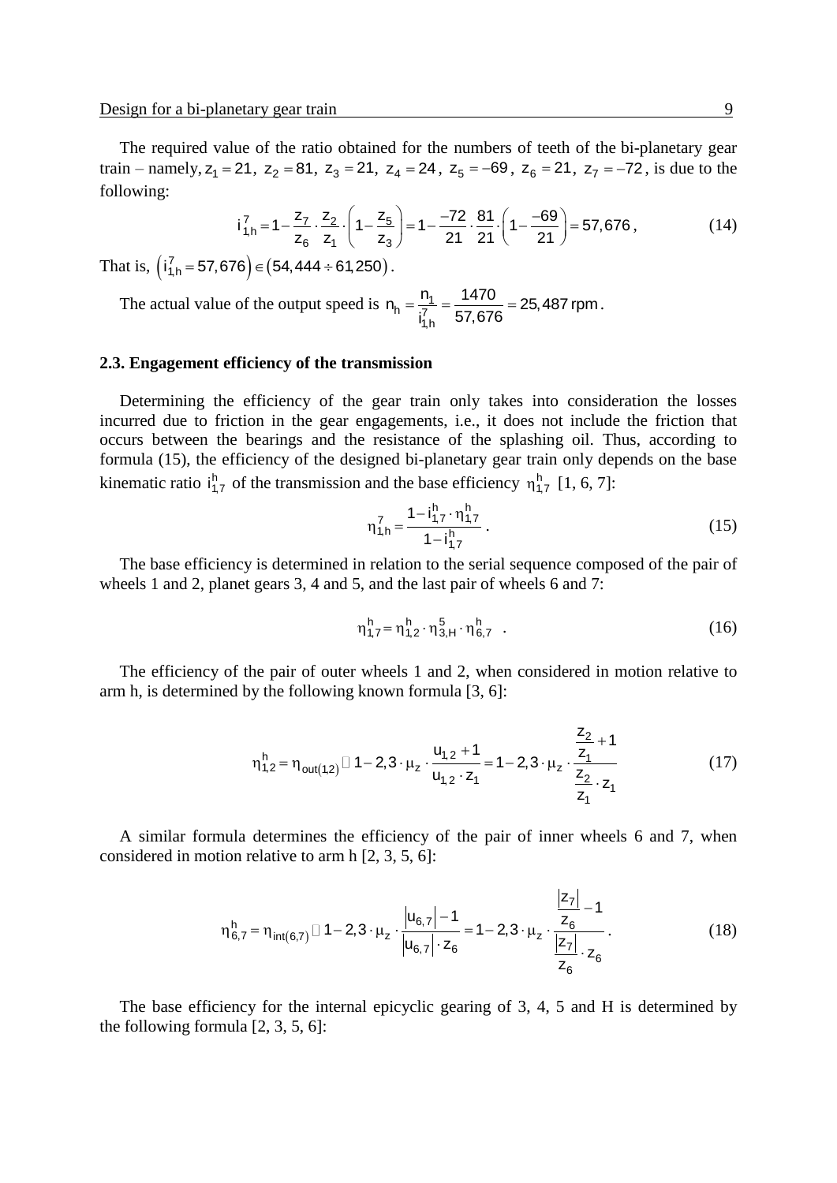The required value of the ratio obtained for the numbers of teeth of the bi-planetary gear train – namely, $z_1 = 21$, $z_2 = 81$, $z_3 = 21$, $z_4 = 24$, $z_5 = -69$, $z_6 = 21$, $z_7 = -72$, is due to the following:

$$i_{1,h}^{7} = 1 - \frac{z_7}{z_6} \cdot \frac{z_2}{z_1} \cdot \left(1 - \frac{z_5}{z_3}\right) = 1 - \frac{-72}{21} \cdot \frac{81}{21} \cdot \left(1 - \frac{-69}{21}\right) = 57{,}676\,, \tag{14}$$

That is, $\left(i_{1,h}^{7} = 57{,}676\right) \in \left(54{,}444 \div 61{,}250\right)$.

The actual value of the output speed is $n_h = \dfrac{n_1}{i_{1,h}^{7}} = \dfrac{1470}{57{,}676} = 25{,}487\ \text{rpm}$.

### 2.3. Engagement efficiency of the transmission

Determining the efficiency of the gear train only takes into consideration the losses incurred due to friction in the gear engagements, i.e., it does not include the friction that occurs between the bearings and the resistance of the splashing oil. Thus, according to formula (15), the efficiency of the designed bi-planetary gear train only depends on the base kinematic ratio $i_{1,7}^{h}$ of the transmission and the base efficiency $\eta_{1,7}^{h}$ [1, 6, 7]:

$$\eta_{1,h}^{7} = \frac{1 - i_{1,7}^{h} \cdot \eta_{1,7}^{h}}{1 - i_{1,7}^{h}}\,. \tag{15}$$

The base efficiency is determined in relation to the serial sequence composed of the pair of wheels 1 and 2, planet gears 3, 4 and 5, and the last pair of wheels 6 and 7:

$$\eta_{1,7}^{h} = \eta_{1,2}^{h} \cdot \eta_{3,H}^{5} \cdot \eta_{6,7}^{h}\,. \tag{16}$$

The efficiency of the pair of outer wheels 1 and 2, when considered in motion relative to arm h, is determined by the following known formula [3, 6]:

$$\eta_{1,2}^{h} = \eta_{out(1,2)} \cong 1 - 2{,}3 \cdot \mu_z \cdot \frac{u_{1,2} + 1}{u_{1,2} \cdot z_1} = 1 - 2{,}3 \cdot \mu_z \cdot \frac{\dfrac{z_2}{z_1} + 1}{\dfrac{z_2}{z_1} \cdot z_1} \tag{17}$$

A similar formula determines the efficiency of the pair of inner wheels 6 and 7, when considered in motion relative to arm h [2, 3, 5, 6]:

$$\eta_{6,7}^{h} = \eta_{int(6,7)} \cong 1 - 2{,}3 \cdot \mu_z \cdot \frac{\left|u_{6,7}\right| - 1}{\left|u_{6,7}\right| \cdot z_6} = 1 - 2{,}3 \cdot \mu_z \cdot \frac{\dfrac{\left|z_7\right|}{z_6} - 1}{\dfrac{\left|z_7\right|}{z_6} \cdot z_6}\,. \tag{18}$$

The base efficiency for the internal epicyclic gearing of 3, 4, 5 and H is determined by the following formula [2, 3, 5, 6]: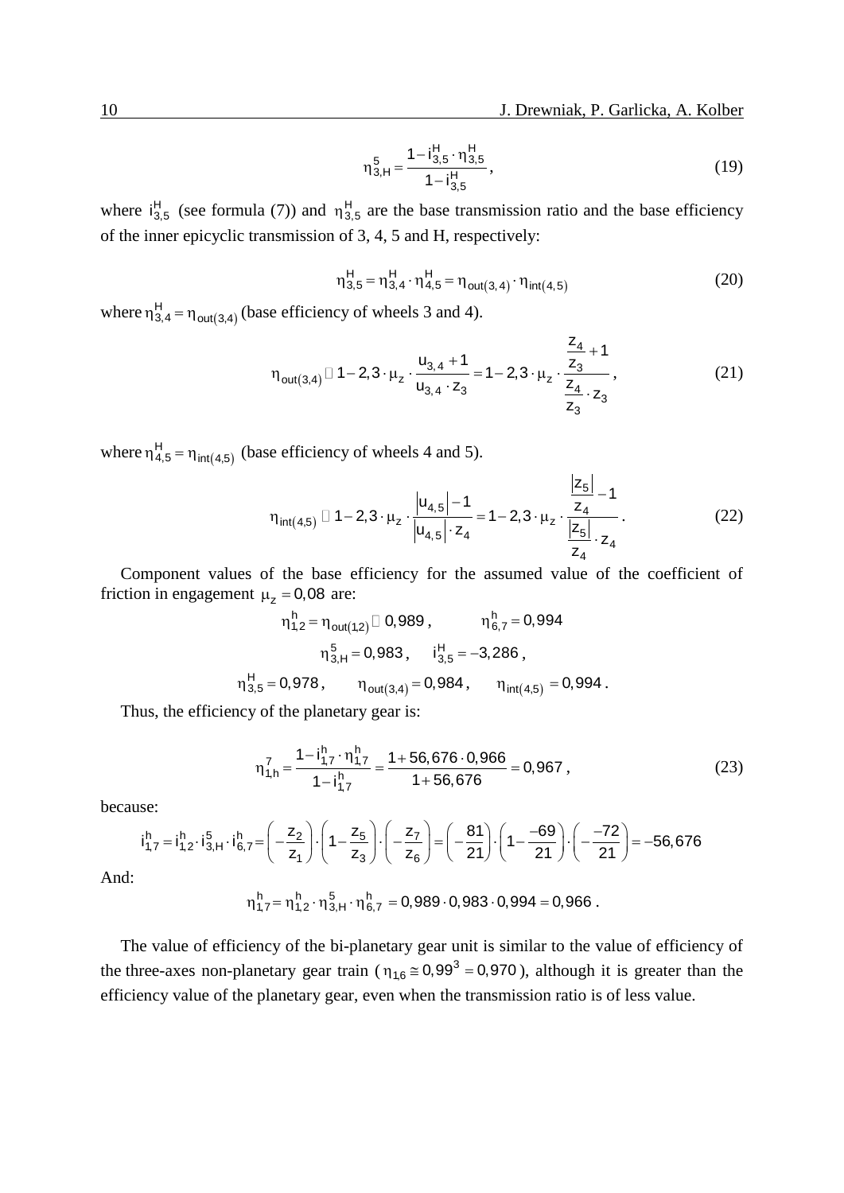$$\eta_{3,H}^{5} = \frac{1 - i_{3,5}^{H} \cdot \eta_{3,5}^{H}}{1 - i_{3,5}^{H}}, \tag{19}$$

where $i_{3,5}^{H}$ (see formula (7)) and $\eta_{3,5}^{H}$ are the base transmission ratio and the base efficiency of the inner epicyclic transmission of 3, 4, 5 and H, respectively:

$$\eta_{3,5}^{H} = \eta_{3,4}^{H} \cdot \eta_{4,5}^{H} = \eta_{out(3,4)} \cdot \eta_{int(4,5)} \tag{20}$$

where $\eta_{3,4}^{H} = \eta_{out(3,4)}$ (base efficiency of wheels 3 and 4).

$$\eta_{out(3,4)} \cong 1 - 2{,}3 \cdot \mu_z \cdot \frac{u_{3,4} + 1}{u_{3,4} \cdot z_3} = 1 - 2{,}3 \cdot \mu_z \cdot \frac{\frac{z_4}{z_3} + 1}{\frac{z_4}{z_3} \cdot z_3}, \tag{21}$$

where $\eta_{4,5}^{H} = \eta_{int(4,5)}$ (base efficiency of wheels 4 and 5).

$$\eta_{int(4,5)} \cong 1 - 2{,}3 \cdot \mu_z \cdot \frac{|u_{4,5}| - 1}{|u_{4,5}| \cdot z_4} = 1 - 2{,}3 \cdot \mu_z \cdot \frac{\frac{|z_5|}{z_4} - 1}{\frac{|z_5|}{z_4} \cdot z_4}. \tag{22}$$

Component values of the base efficiency for the assumed value of the coefficient of friction in engagement $\mu_z = 0{,}08$ are:

$$\eta_{1,2}^{h} = \eta_{out(1,2)} \cong 0{,}989, \qquad \eta_{6,7}^{h} = 0{,}994$$

$$\eta_{3,H}^{5} = 0{,}983, \qquad i_{3,5}^{H} = -3{,}286,$$

$$\eta_{3,5}^{H} = 0{,}978, \qquad \eta_{out(3,4)} = 0{,}984, \qquad \eta_{int(4,5)} = 0{,}994.$$

Thus, the efficiency of the planetary gear is:

$$\eta_{1,h}^{7} = \frac{1 - i_{1,7}^{h} \cdot \eta_{1,7}^{h}}{1 - i_{1,7}^{h}} = \frac{1 + 56{,}676 \cdot 0{,}966}{1 + 56{,}676} = 0{,}967, \tag{23}$$

because:

$$i_{1,7}^{h} = i_{1,2}^{h} \cdot i_{3,H}^{5} \cdot i_{6,7}^{h} = \left(-\frac{z_2}{z_1}\right) \cdot \left(1 - \frac{z_5}{z_3}\right) \cdot \left(-\frac{z_7}{z_6}\right) = \left(-\frac{81}{21}\right) \cdot \left(1 - \frac{-69}{21}\right) \cdot \left(-\frac{-72}{21}\right) = -56{,}676$$

And:

$$\eta_{1,7}^{h} = \eta_{1,2}^{h} \cdot \eta_{3,H}^{5} \cdot \eta_{6,7}^{h} = 0{,}989 \cdot 0{,}983 \cdot 0{,}994 = 0{,}966.$$

The value of efficiency of the bi-planetary gear unit is similar to the value of efficiency of the three-axes non-planetary gear train ($\eta_{1,6} \cong 0{,}99^3 = 0{,}970$), although it is greater than the efficiency value of the planetary gear, even when the transmission ratio is of less value.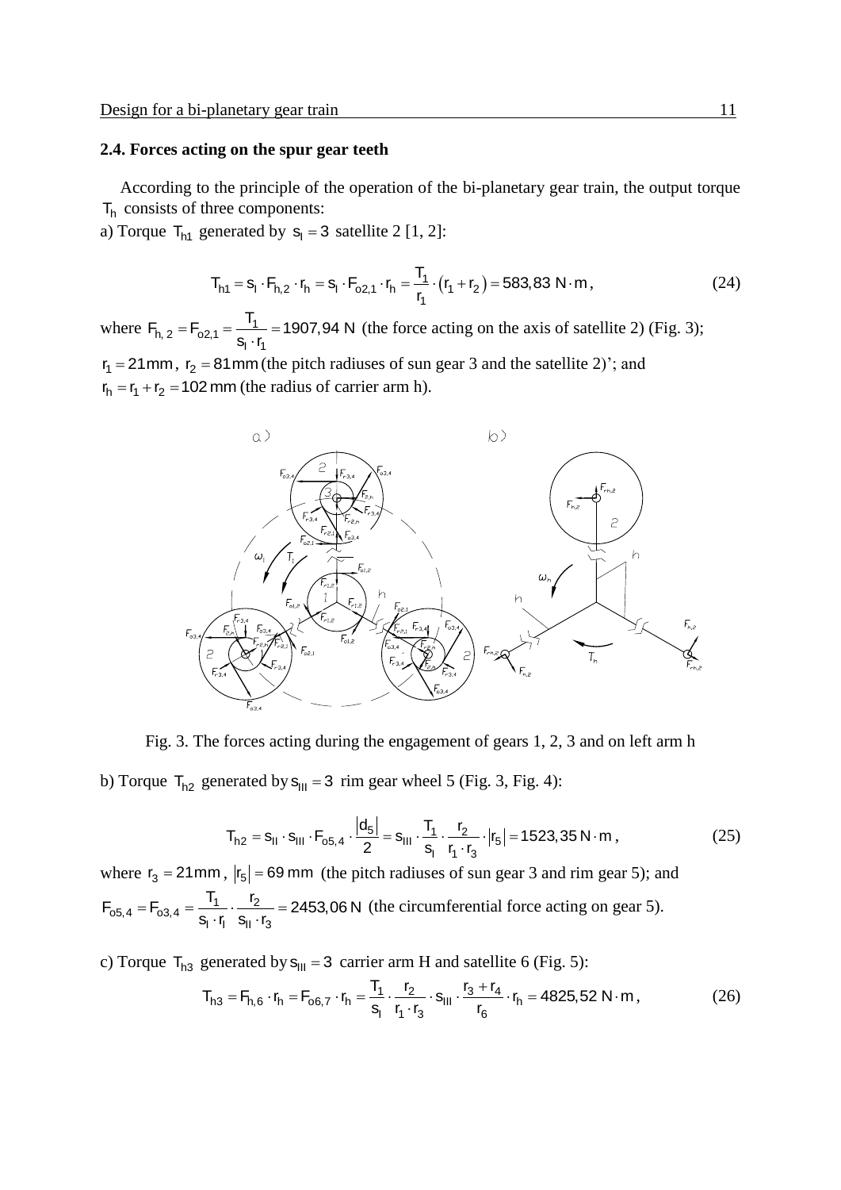### 2.4. Forces acting on the spur gear teeth

According to the principle of the operation of the bi-planetary gear train, the output torque $T_h$ consists of three components:

a) Torque $T_{h1}$ generated by $s_I = 3$ satellite 2 [1, 2]:

$$T_{h1} = s_I \cdot F_{h,2} \cdot r_h = s_I \cdot F_{o2,1} \cdot r_h = \frac{T_1}{r_1} \cdot (r_1 + r_2) = 583{,}83 \text{ N} \cdot \text{m}, \tag{24}$$

where $F_{h,2} = F_{o2,1} = \dfrac{T_1}{s_I \cdot r_1} = 1907{,}94 \text{ N}$ (the force acting on the axis of satellite 2) (Fig. 3);

$r_1 = 21 \text{mm}$, $r_2 = 81 \text{mm}$ (the pitch radiuses of sun gear 3 and the satellite 2)'; and

$r_h = r_1 + r_2 = 102 \text{ mm}$ (the radius of carrier arm h).

Fig. 3. The forces acting during the engagement of gears 1, 2, 3 and on left arm h

b) Torque $T_{h2}$ generated by $s_{III} = 3$ rim gear wheel 5 (Fig. 3, Fig. 4):

$$T_{h2} = s_{II} \cdot s_{III} \cdot F_{o5,4} \cdot \frac{|d_5|}{2} = s_{III} \cdot \frac{T_1}{s_I} \cdot \frac{r_2}{r_1 \cdot r_3} \cdot |r_5| = 1523{,}35 \text{ N} \cdot \text{m}, \tag{25}$$

where $r_3 = 21 \text{mm}$, $|r_5| = 69 \text{ mm}$ (the pitch radiuses of sun gear 3 and rim gear 5); and

$F_{o5,4} = F_{o3,4} = \dfrac{T_1}{s_I \cdot r_I} \cdot \dfrac{r_2}{s_{II} \cdot r_3} = 2453{,}06 \text{ N}$ (the circumferential force acting on gear 5).

c) Torque $T_{h3}$ generated by $s_{III} = 3$ carrier arm H and satellite 6 (Fig. 5):

$$T_{h3} = F_{h,6} \cdot r_h = F_{o6,7} \cdot r_h = \frac{T_1}{s_I} \cdot \frac{r_2}{r_1 \cdot r_3} \cdot s_{III} \cdot \frac{r_3 + r_4}{r_6} \cdot r_h = 4825{,}52 \text{ N} \cdot \text{m}, \tag{26}$$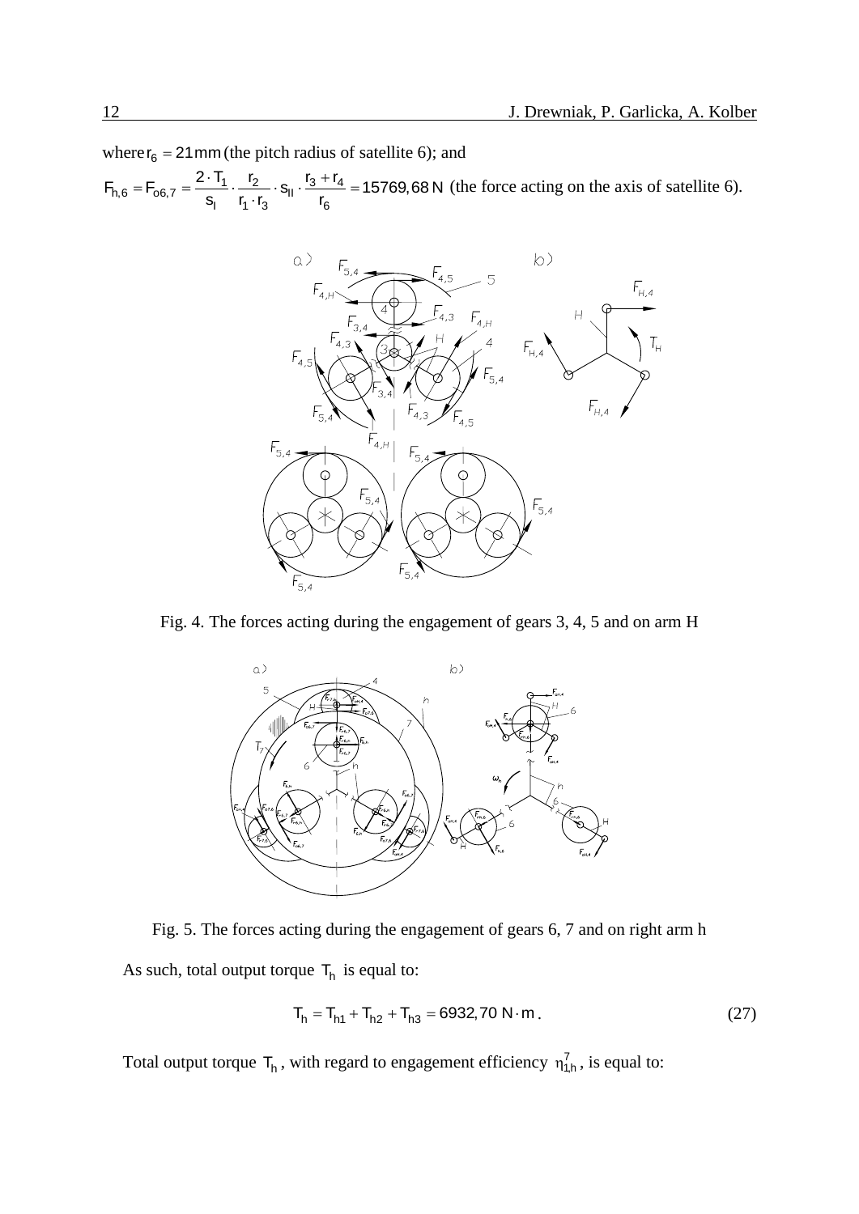where $r_6 = 21\,\text{mm}$ (the pitch radius of satellite 6); and

$$F_{h,6} = F_{o6,7} = \frac{2 \cdot T_1}{s_I} \cdot \frac{r_2}{r_1 \cdot r_3} \cdot s_{II} \cdot \frac{r_3 + r_4}{r_6} = 15769{,}68\,\text{N}$$ (the force acting on the axis of satellite 6).

Fig. 4. The forces acting during the engagement of gears 3, 4, 5 and on arm H

Fig. 5. The forces acting during the engagement of gears 6, 7 and on right arm h

As such, total output torque $T_h$ is equal to:

$$T_h = T_{h1} + T_{h2} + T_{h3} = 6932{,}70\ \text{N} \cdot \text{m}\,. \tag{27}$$

Total output torque $T_h$, with regard to engagement efficiency $\eta^7_{1h}$, is equal to: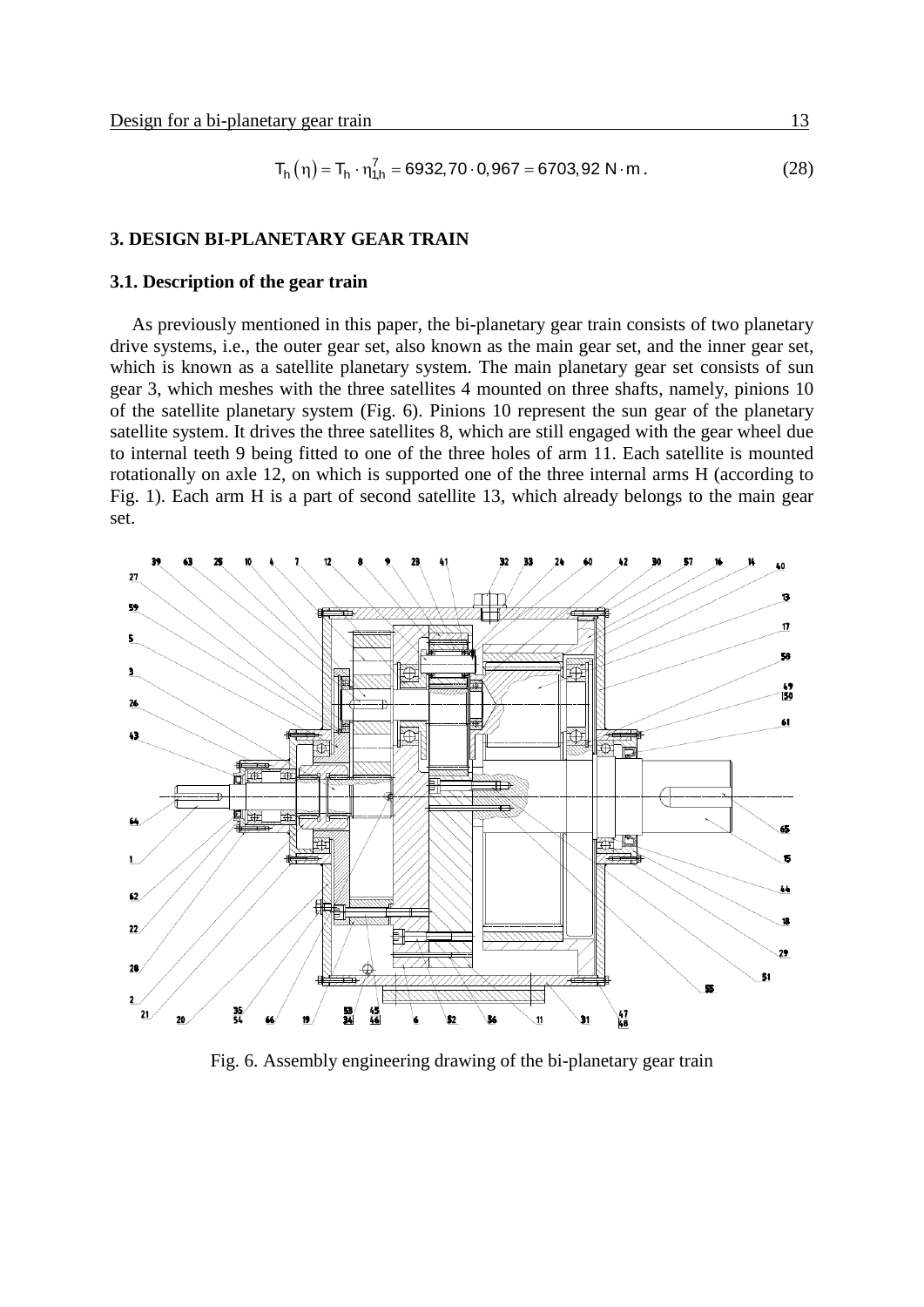$$T_h(\eta) = T_h \cdot \eta_{1,h}^7 = 6932{,}70 \cdot 0{,}967 = 6703{,}92 \text{ N} \cdot \text{m}. \tag{28}$$

## 3. DESIGN BI-PLANETARY GEAR TRAIN

### 3.1. Description of the gear train

As previously mentioned in this paper, the bi-planetary gear train consists of two planetary drive systems, i.e., the outer gear set, also known as the main gear set, and the inner gear set, which is known as a satellite planetary system. The main planetary gear set consists of sun gear 3, which meshes with the three satellites 4 mounted on three shafts, namely, pinions 10 of the satellite planetary system (Fig. 6). Pinions 10 represent the sun gear of the planetary satellite system. It drives the three satellites 8, which are still engaged with the gear wheel due to internal teeth 9 being fitted to one of the three holes of arm 11. Each satellite is mounted rotationally on axle 12, on which is supported one of the three internal arms H (according to Fig. 1). Each arm H is a part of second satellite 13, which already belongs to the main gear set.

Fig. 6. Assembly engineering drawing of the bi-planetary gear train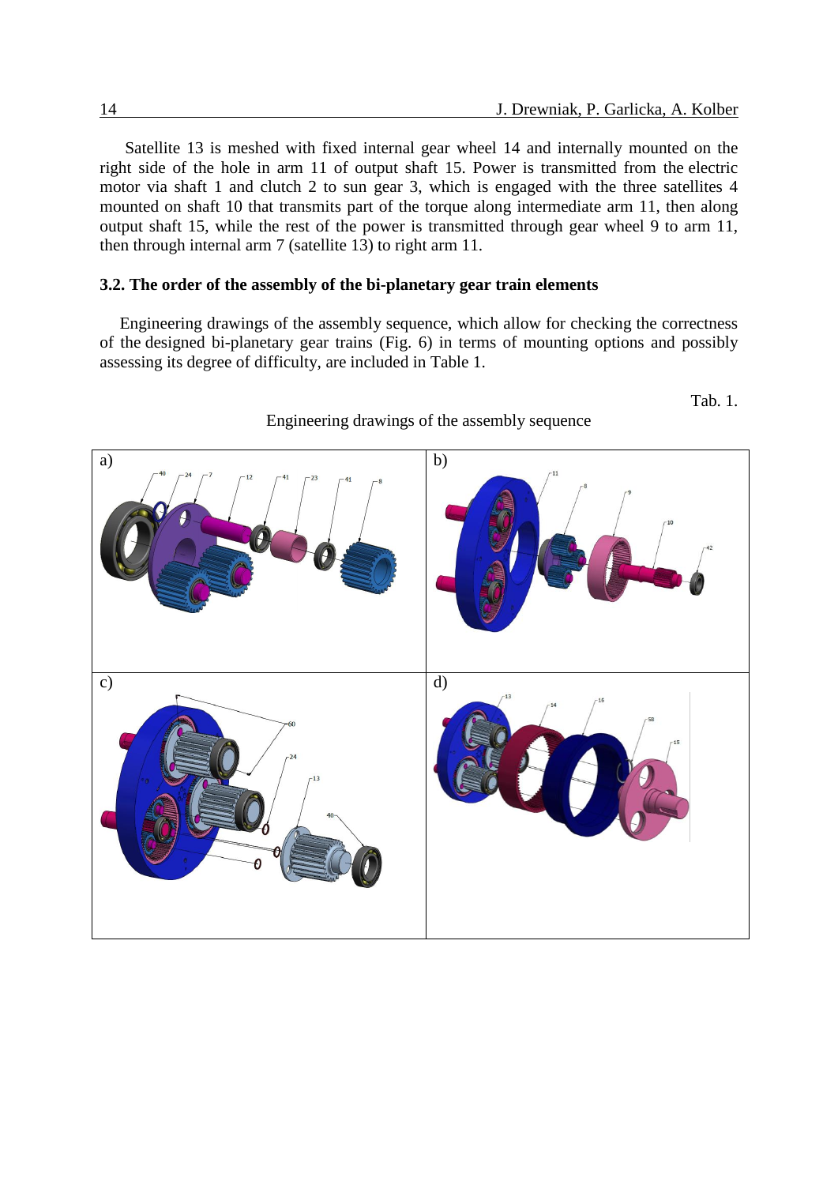Satellite 13 is meshed with fixed internal gear wheel 14 and internally mounted on the right side of the hole in arm 11 of output shaft 15. Power is transmitted from the electric motor via shaft 1 and clutch 2 to sun gear 3, which is engaged with the three satellites 4 mounted on shaft 10 that transmits part of the torque along intermediate arm 11, then along output shaft 15, while the rest of the power is transmitted through gear wheel 9 to arm 11, then through internal arm 7 (satellite 13) to right arm 11.

### 3.2. The order of the assembly of the bi-planetary gear train elements

Engineering drawings of the assembly sequence, which allow for checking the correctness of the designed bi-planetary gear trains (Fig. 6) in terms of mounting options and possibly assessing its degree of difficulty, are included in Table 1.

Tab. 1.

Engineering drawings of the assembly sequence

| a) | b) |
|---|---|
| c) | d) |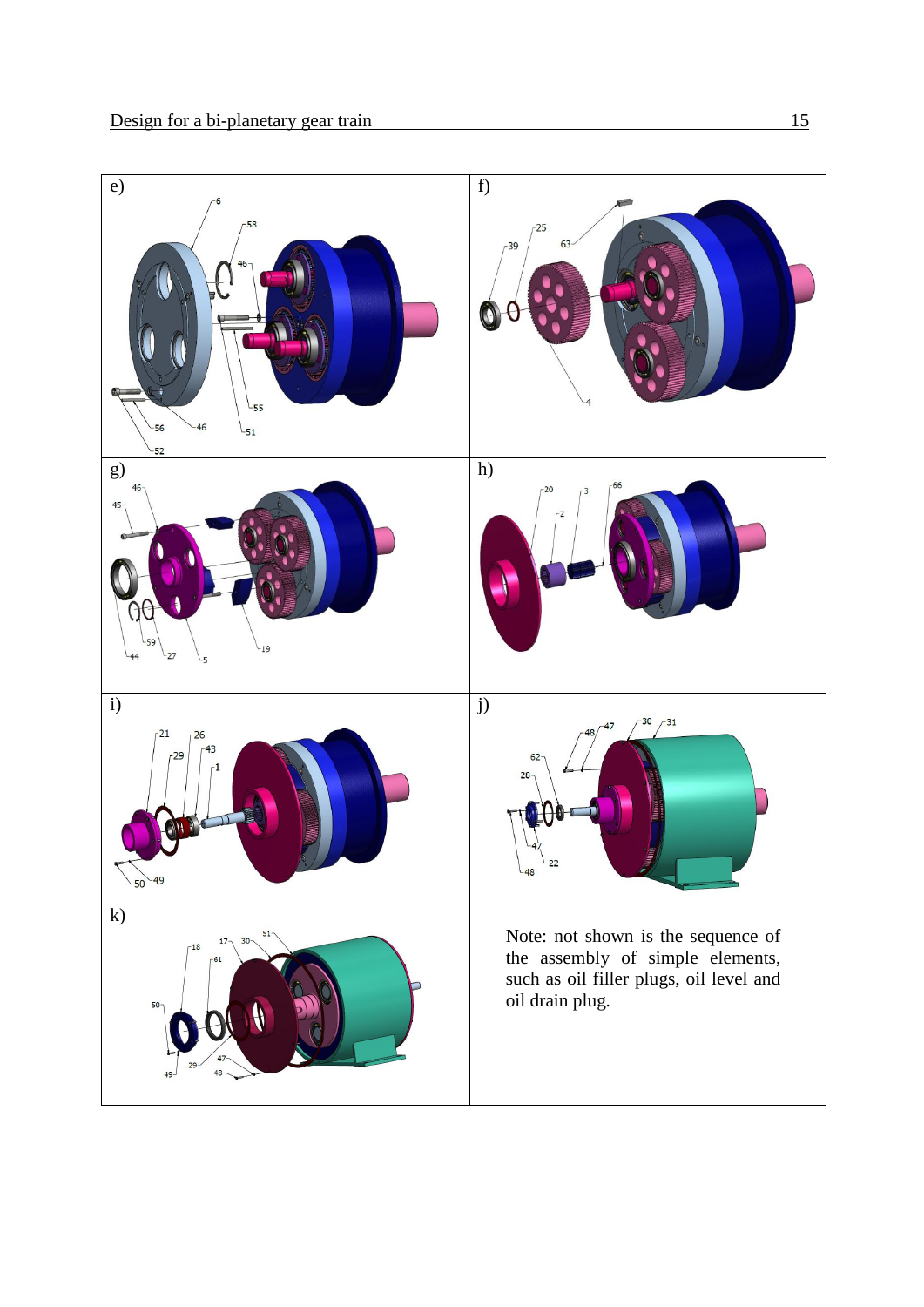e)

f)

g)

h)

i)

j)

k)

Note: not shown is the sequence of the assembly of simple elements, such as oil filler plugs, oil level and oil drain plug.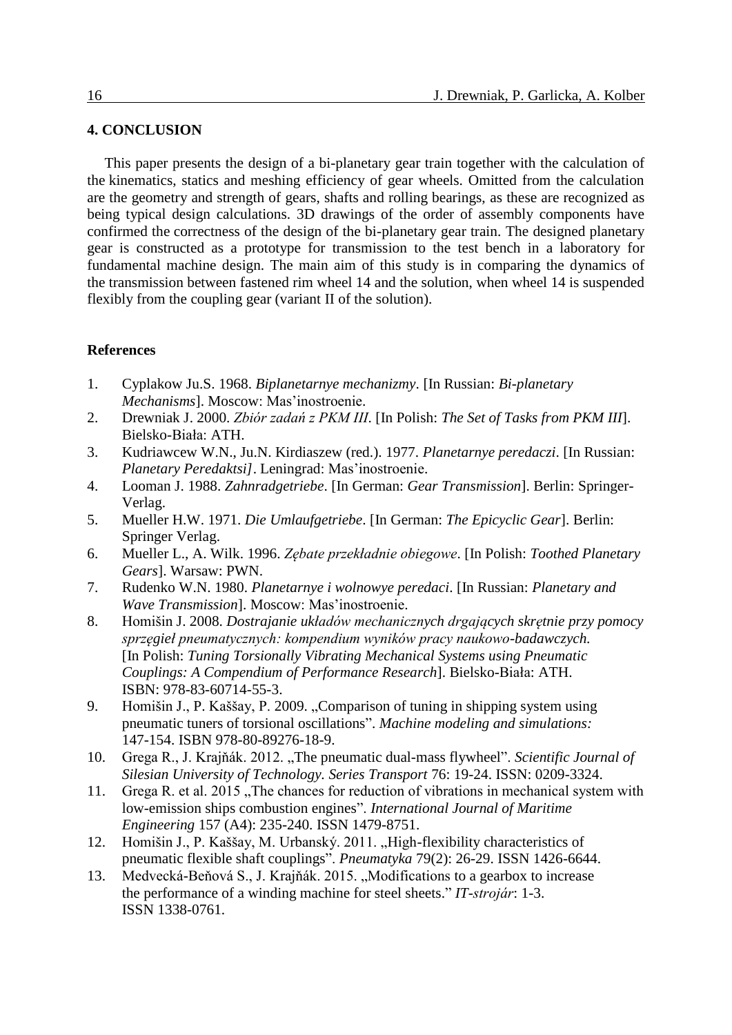## 4. CONCLUSION

This paper presents the design of a bi-planetary gear train together with the calculation of the kinematics, statics and meshing efficiency of gear wheels. Omitted from the calculation are the geometry and strength of gears, shafts and rolling bearings, as these are recognized as being typical design calculations. 3D drawings of the order of assembly components have confirmed the correctness of the design of the bi-planetary gear train. The designed planetary gear is constructed as a prototype for transmission to the test bench in a laboratory for fundamental machine design. The main aim of this study is in comparing the dynamics of the transmission between fastened rim wheel 14 and the solution, when wheel 14 is suspended flexibly from the coupling gear (variant II of the solution).

### References

1. Cyplakow Ju.S. 1968. *Biplanetarnye mechanizmy*. [In Russian: *Bi-planetary Mechanisms*]. Moscow: Mas'inostroenie.
2. Drewniak J. 2000. *Zbiór zadań z PKM III*. [In Polish: *The Set of Tasks from PKM III*]. Bielsko-Biała: ATH.
3. Kudriawcew W.N., Ju.N. Kirdiaszew (red.). 1977. *Planetarnye peredaczi*. [In Russian: *Planetary Peredaktsi]*. Leningrad: Mas'inostroenie.
4. Looman J. 1988. *Zahnradgetriebe*. [In German: *Gear Transmission*]. Berlin: Springer-Verlag.
5. Mueller H.W. 1971. *Die Umlaufgetriebe*. [In German: *The Epicyclic Gear*]. Berlin: Springer Verlag.
6. Mueller L., A. Wilk. 1996. *Zębate przekładnie obiegowe*. [In Polish: *Toothed Planetary Gears*]. Warsaw: PWN.
7. Rudenko W.N. 1980. *Planetarnye i wolnowye peredaci*. [In Russian: *Planetary and Wave Transmission*]. Moscow: Mas'inostroenie.
8. Homišin J. 2008. *Dostrajanie układów mechanicznych drgających skrętnie przy pomocy sprzęgieł pneumatycznych: kompendium wyników pracy naukowo-badawczych.* [In Polish: *Tuning Torsionally Vibrating Mechanical Systems using Pneumatic Couplings: A Compendium of Performance Research*]. Bielsko-Biała: ATH. ISBN: 978-83-60714-55-3.
9. Homišin J., P. Kaššay, P. 2009. „Comparison of tuning in shipping system using pneumatic tuners of torsional oscillations". *Machine modeling and simulations:* 147-154. ISBN 978-80-89276-18-9.
10. Grega R., J. Krajňák. 2012. „The pneumatic dual-mass flywheel". *Scientific Journal of Silesian University of Technology. Series Transport* 76: 19-24. ISSN: 0209-3324.
11. Grega R. et al. 2015 „The chances for reduction of vibrations in mechanical system with low-emission ships combustion engines". *International Journal of Maritime Engineering* 157 (A4): 235-240. ISSN 1479-8751.
12. Homišin J., P. Kaššay, M. Urbanský. 2011. „High-flexibility characteristics of pneumatic flexible shaft couplings". *Pneumatyka* 79(2): 26-29. ISSN 1426-6644.
13. Medvecká-Beňová S., J. Krajňák. 2015. „Modifications to a gearbox to increase the performance of a winding machine for steel sheets." *IT-strojár*: 1-3. ISSN 1338-0761.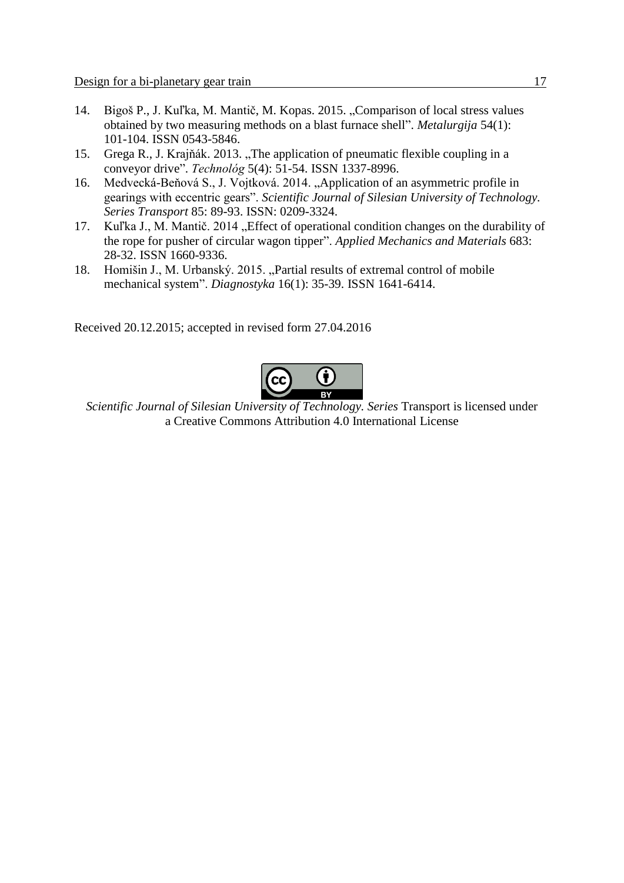14. Bigoš P., J. Kuľka, M. Mantič, M. Kopas. 2015. „Comparison of local stress values obtained by two measuring methods on a blast furnace shell". *Metalurgija* 54(1): 101-104. ISSN 0543-5846.
15. Grega R., J. Krajňák. 2013. „The application of pneumatic flexible coupling in a conveyor drive". *Technológ* 5(4): 51-54. ISSN 1337-8996.
16. Medvecká-Beňová S., J. Vojtková. 2014. „Application of an asymmetric profile in gearings with eccentric gears". *Scientific Journal of Silesian University of Technology. Series Transport* 85: 89-93. ISSN: 0209-3324.
17. Kuľka J., M. Mantič. 2014 „Effect of operational condition changes on the durability of the rope for pusher of circular wagon tipper". *Applied Mechanics and Materials* 683: 28-32. ISSN 1660-9336.
18. Homišin J., M. Urbanský. 2015. „Partial results of extremal control of mobile mechanical system". *Diagnostyka* 16(1): 35-39. ISSN 1641-6414.

Received 20.12.2015; accepted in revised form 27.04.2016

*Scientific Journal of Silesian University of Technology. Series* Transport is licensed under a Creative Commons Attribution 4.0 International License